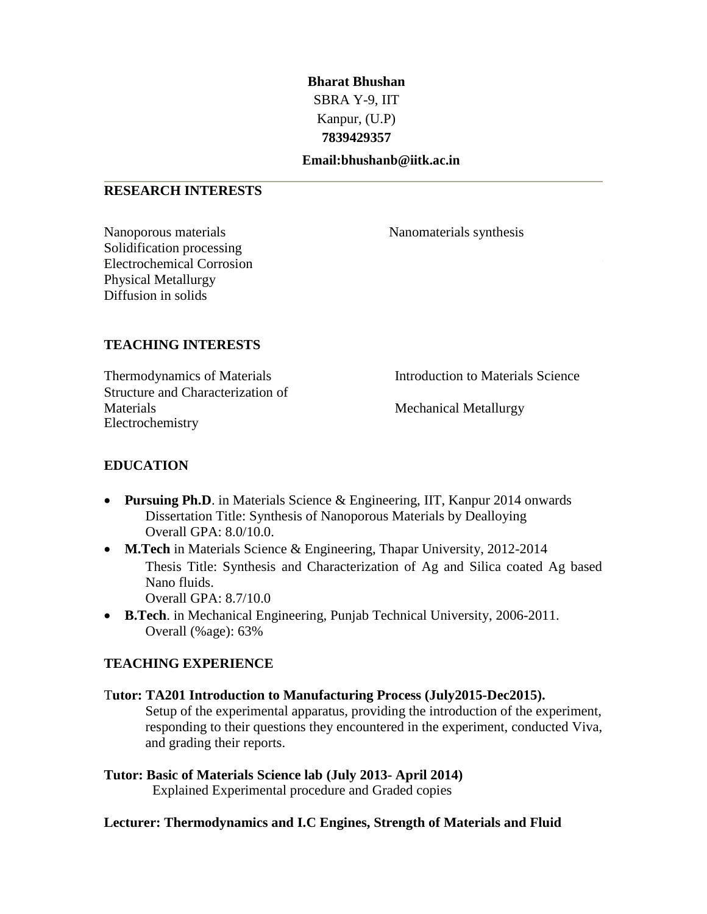**Bharat Bhushan**
SBRA Y-9, IIT
Kanpur, (U.P)
**7839429357**
**Email:bhushanb@iitk.ac.in**

---

## RESEARCH INTERESTS

Nanoporous materials
Nanomaterials synthesis
Solidification processing
Electrochemical Corrosion
Physical Metallurgy
Diffusion in solids

## TEACHING INTERESTS

Thermodynamics of Materials
Introduction to Materials Science
Structure and Characterization of Materials
Mechanical Metallurgy
Electrochemistry

## EDUCATION

- **Pursuing Ph.D**. in Materials Science & Engineering, IIT, Kanpur 2014 onwards
  Dissertation Title: Synthesis of Nanoporous Materials by Dealloying
  Overall GPA: 8.0/10.0.
- **M.Tech** in Materials Science & Engineering, Thapar University, 2012-2014
  Thesis Title: Synthesis and Characterization of Ag and Silica coated Ag based Nano fluids.
  Overall GPA: 8.7/10.0
- **B.Tech**. in Mechanical Engineering, Punjab Technical University, 2006-2011.
  Overall (%age): 63%

## TEACHING EXPERIENCE

**Tutor: TA201 Introduction to Manufacturing Process (July2015-Dec2015).**
Setup of the experimental apparatus, providing the introduction of the experiment, responding to their questions they encountered in the experiment, conducted Viva, and grading their reports.

**Tutor: Basic of Materials Science lab (July 2013- April 2014)**
Explained Experimental procedure and Graded copies

**Lecturer: Thermodynamics and I.C Engines, Strength of Materials and Fluid**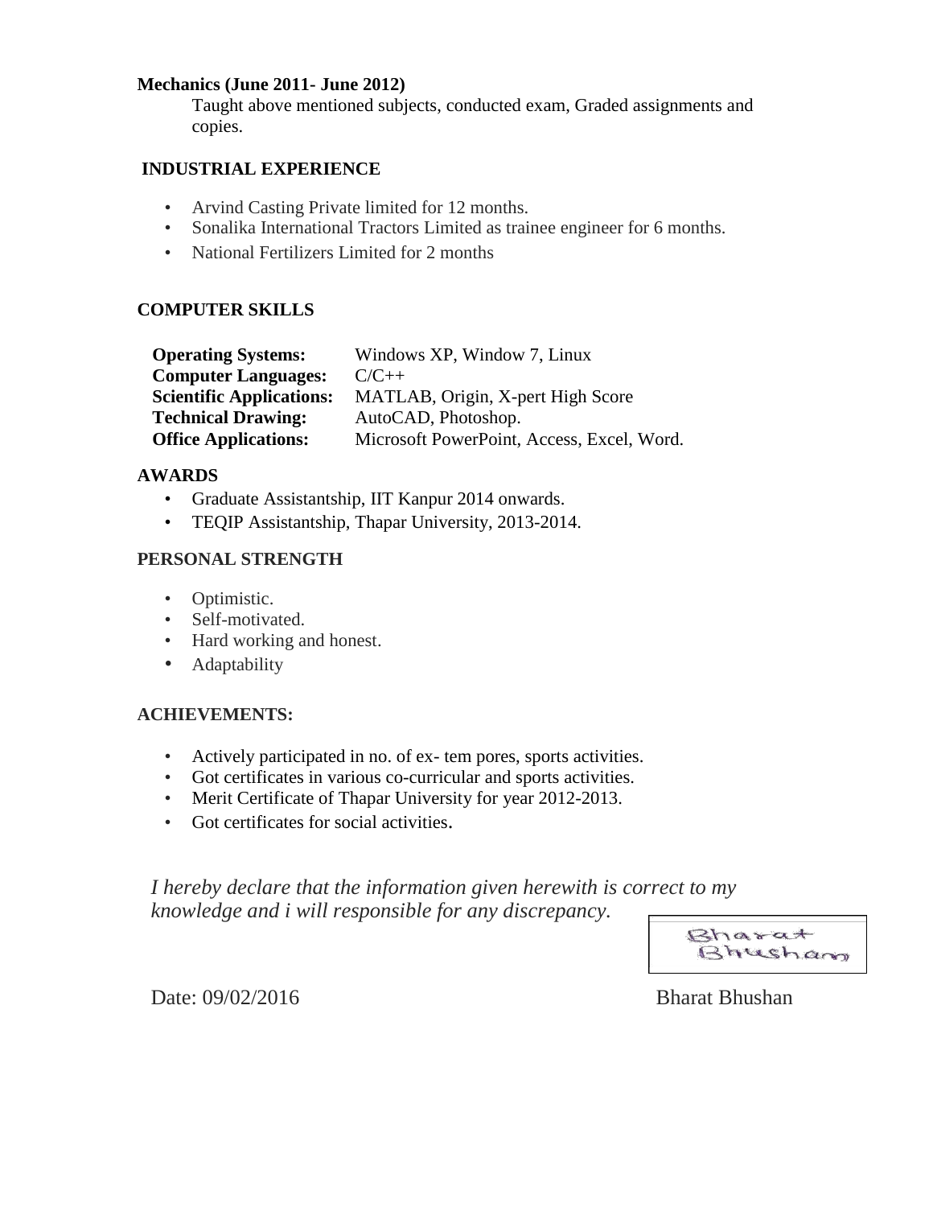**Mechanics (June 2011- June 2012)**

Taught above mentioned subjects, conducted exam, Graded assignments and copies.

## INDUSTRIAL EXPERIENCE

- Arvind Casting Private limited for 12 months.
- Sonalika International Tractors Limited as trainee engineer for 6 months.
- National Fertilizers Limited for 2 months

## COMPUTER SKILLS

| | |
|---|---|
| **Operating Systems:** | Windows XP, Window 7, Linux |
| **Computer Languages:** | C/C++ |
| **Scientific Applications:** | MATLAB, Origin, X-pert High Score |
| **Technical Drawing:** | AutoCAD, Photoshop. |
| **Office Applications:** | Microsoft PowerPoint, Access, Excel, Word. |

## AWARDS

- Graduate Assistantship, IIT Kanpur 2014 onwards.
- TEQIP Assistantship, Thapar University, 2013-2014.

## PERSONAL STRENGTH

- Optimistic.
- Self-motivated.
- Hard working and honest.
- Adaptability

## ACHIEVEMENTS:

- Actively participated in no. of ex- tem pores, sports activities.
- Got certificates in various co-curricular and sports activities.
- Merit Certificate of Thapar University for year 2012-2013.
- Got certificates for social activities.

*I hereby declare that the information given herewith is correct to my knowledge and i will responsible for any discrepancy.*

Bharat Bhushan

Date: 09/02/2016

Bharat Bhushan